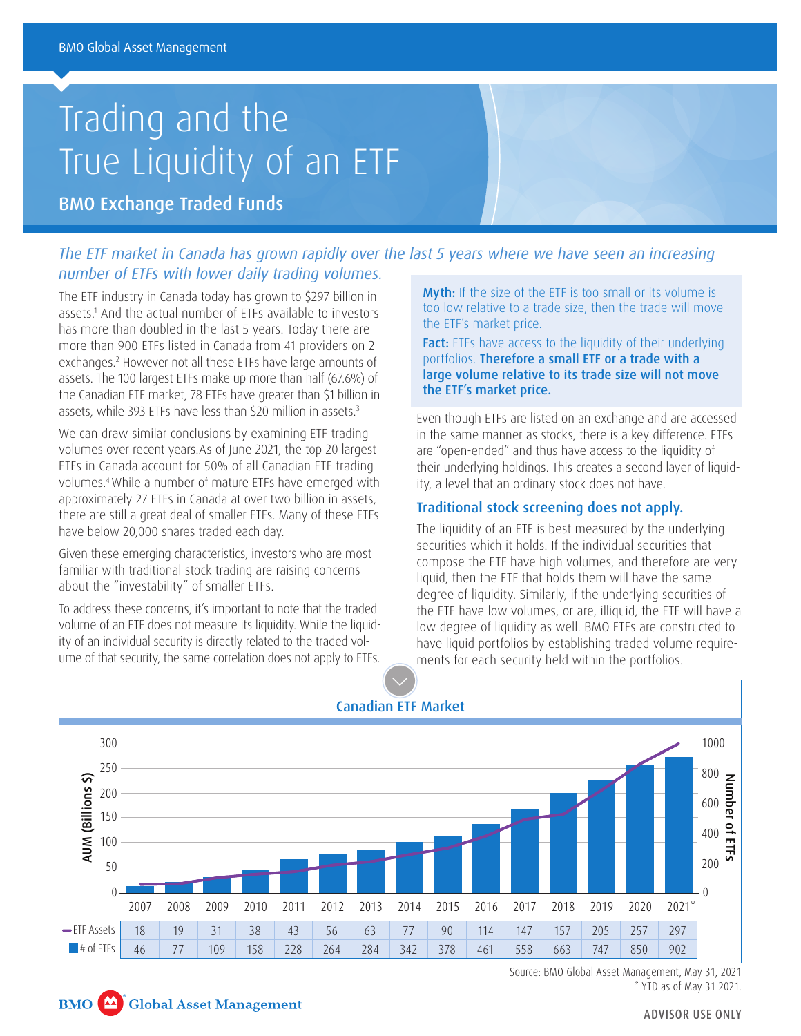# Trading and the True Liquidity of an ETF

## BMO Exchange Traded Funds

*The ETF market in Canada has grown rapidly over the last 5 years where we have seen an increasing number of ETFs with lower daily trading volumes.*

The ETF industry in Canada today has grown to $297 billion in assets.[1] And the actual number of ETFs available to investors has more than doubled in the last 5 years. Today there are more than 900 ETFs listed in Canada from 41 providers on 2 exchanges.[2] However not all these ETFs have large amounts of assets. The 100 largest ETFs make up more than half (67.6%) of the Canadian ETF market, 78 ETFs have greater than $1 billion in assets, while 393 ETFs have less than $20 million in assets.[3]

We can draw similar conclusions by examining ETF trading volumes over recent years.As of June 2021, the top 20 largest ETFs in Canada account for 50% of all Canadian ETF trading volumes.[4] While a number of mature ETFs have emerged with approximately 27 ETFs in Canada at over two billion in assets, there are still a great deal of smaller ETFs. Many of these ETFs have below 20,000 shares traded each day.

Given these emerging characteristics, investors who are most familiar with traditional stock trading are raising concerns about the "investability" of smaller ETFs.

To address these concerns, it's important to note that the traded volume of an ETF does not measure its liquidity. While the liquidity of an individual security is directly related to the traded volume of that security, the same correlation does not apply to ETFs.

**Myth:** If the size of the ETF is too small or its volume is too low relative to a trade size, then the trade will move the ETF's market price.

**Fact:** ETFs have access to the liquidity of their underlying portfolios. **Therefore a small ETF or a trade with a large volume relative to its trade size will not move the ETF's market price.**

Even though ETFs are listed on an exchange and are accessed in the same manner as stocks, there is a key difference. ETFs are "open-ended" and thus have access to the liquidity of their underlying holdings. This creates a second layer of liquidity, a level that an ordinary stock does not have.

### Traditional stock screening does not apply.

The liquidity of an ETF is best measured by the underlying securities which it holds. If the individual securities that compose the ETF have high volumes, and therefore are very liquid, then the ETF that holds them will have the same degree of liquidity. Similarly, if the underlying securities of the ETF have low volumes, or are, illiquid, the ETF will have a low degree of liquidity as well. BMO ETFs are constructed to have liquid portfolios by establishing traded volume requirements for each security held within the portfolios.

**Canadian ETF Market**

| | 2007 | 2008 | 2009 | 2010 | 2011 | 2012 | 2013 | 2014 | 2015 | 2016 | 2017 | 2018 | 2019 | 2020 | 2021* |
|---|---|---|---|---|---|---|---|---|---|---|---|---|---|---|---|
| ETF Assets | 18 | 19 | 31 | 38 | 43 | 56 | 63 | 77 | 90 | 114 | 147 | 157 | 205 | 257 | 297 |
| # of ETFs | 46 | 77 | 109 | 158 | 228 | 264 | 284 | 342 | 378 | 461 | 558 | 663 | 747 | 850 | 902 |

Source: BMO Global Asset Management, May 31, 2021
* YTD as of May 31 2021.

ADVISOR USE ONLY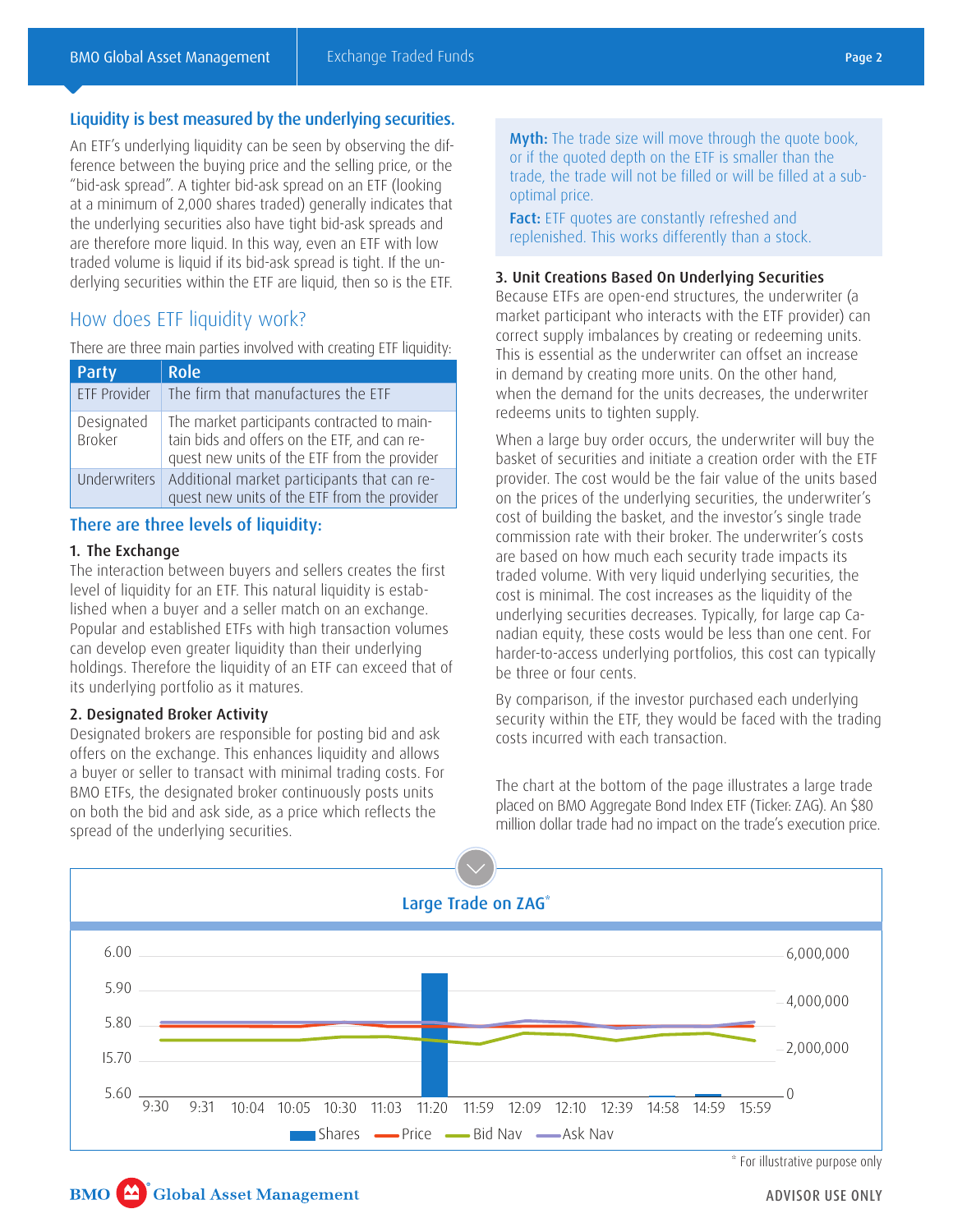## Liquidity is best measured by the underlying securities.

An ETF's underlying liquidity can be seen by observing the difference between the buying price and the selling price, or the "bid-ask spread". A tighter bid-ask spread on an ETF (looking at a minimum of 2,000 shares traded) generally indicates that the underlying securities also have tight bid-ask spreads and are therefore more liquid. In this way, even an ETF with low traded volume is liquid if its bid-ask spread is tight. If the underlying securities within the ETF are liquid, then so is the ETF.

## How does ETF liquidity work?

There are three main parties involved with creating ETF liquidity:

| Party | Role |
|---|---|
| ETF Provider | The firm that manufactures the ETF |
| Designated Broker | The market participants contracted to maintain bids and offers on the ETF, and can request new units of the ETF from the provider |
| Underwriters | Additional market participants that can request new units of the ETF from the provider |

### There are three levels of liquidity:

**1. The Exchange**

The interaction between buyers and sellers creates the first level of liquidity for an ETF. This natural liquidity is established when a buyer and a seller match on an exchange. Popular and established ETFs with high transaction volumes can develop even greater liquidity than their underlying holdings. Therefore the liquidity of an ETF can exceed that of its underlying portfolio as it matures.

**2. Designated Broker Activity**

Designated brokers are responsible for posting bid and ask offers on the exchange. This enhances liquidity and allows a buyer or seller to transact with minimal trading costs. For BMO ETFs, the designated broker continuously posts units on both the bid and ask side, as a price which reflects the spread of the underlying securities.

**Myth:** The trade size will move through the quote book, or if the quoted depth on the ETF is smaller than the trade, the trade will not be filled or will be filled at a sub-optimal price.

**Fact:** ETF quotes are constantly refreshed and replenished. This works differently than a stock.

**3. Unit Creations Based On Underlying Securities**

Because ETFs are open-end structures, the underwriter (a market participant who interacts with the ETF provider) can correct supply imbalances by creating or redeeming units. This is essential as the underwriter can offset an increase in demand by creating more units. On the other hand, when the demand for the units decreases, the underwriter redeems units to tighten supply.

When a large buy order occurs, the underwriter will buy the basket of securities and initiate a creation order with the ETF provider. The cost would be the fair value of the units based on the prices of the underlying securities, the underwriter's cost of building the basket, and the investor's single trade commission rate with their broker. The underwriter's costs are based on how much each security trade impacts its traded volume. With very liquid underlying securities, the cost is minimal. The cost increases as the liquidity of the underlying securities decreases. Typically, for large cap Canadian equity, these costs would be less than one cent. For harder-to-access underlying portfolios, this cost can typically be three or four cents.

By comparison, if the investor purchased each underlying security within the ETF, they would be faced with the trading costs incurred with each transaction.

The chart at the bottom of the page illustrates a large trade placed on BMO Aggregate Bond Index ETF (Ticker: ZAG). An $80 million dollar trade had no impact on the trade's execution price.

**Large Trade on ZAG***

Left axis: 5.60, 15.70, 5.80, 5.90, 6.00; Right axis: 0, 2,000,000, 4,000,000, 6,000,000

Time: 9:30, 9:31, 10:04, 10:05, 10:30, 11:03, 11:20, 11:59, 12:09, 12:10, 12:39, 14:58, 14:59, 15:59

Legend: Shares, Price, Bid Nav, Ask Nav

\* For illustrative purpose only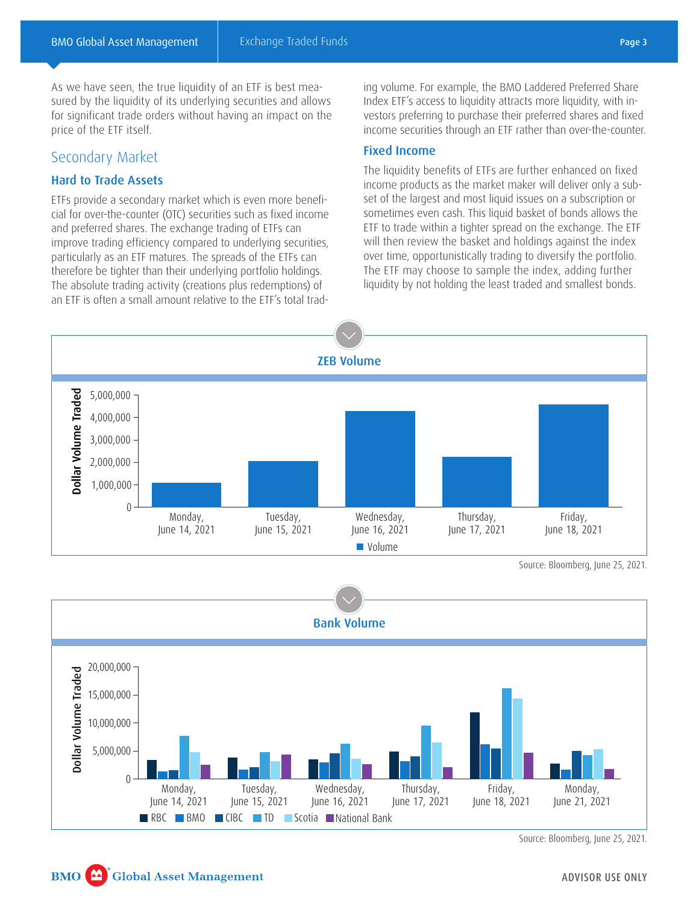As we have seen, the true liquidity of an ETF is best measured by the liquidity of its underlying securities and allows for significant trade orders without having an impact on the price of the ETF itself.

## Secondary Market

### Hard to Trade Assets

ETFs provide a secondary market which is even more beneficial for over-the-counter (OTC) securities such as fixed income and preferred shares. The exchange trading of ETFs can improve trading efficiency compared to underlying securities, particularly as an ETF matures. The spreads of the ETFs can therefore be tighter than their underlying portfolio holdings. The absolute trading activity (creations plus redemptions) of an ETF is often a small amount relative to the ETF's total trading volume. For example, the BMO Laddered Preferred Share Index ETF's access to liquidity attracts more liquidity, with investors preferring to purchase their preferred shares and fixed income securities through an ETF rather than over-the-counter.

### Fixed Income

The liquidity benefits of ETFs are further enhanced on fixed income products as the market maker will deliver only a subset of the largest and most liquid issues on a subscription or sometimes even cash. This liquid basket of bonds allows the ETF to trade within a tighter spread on the exchange. The ETF will then review the basket and holdings against the index over time, opportunistically trading to diversify the portfolio. The ETF may choose to sample the index, adding further liquidity by not holding the least traded and smallest bonds.

**ZEB Volume**

Source: Bloomberg, June 25, 2021.

**Bank Volume**

Source: Bloomberg, June 25, 2021.

ADVISOR USE ONLY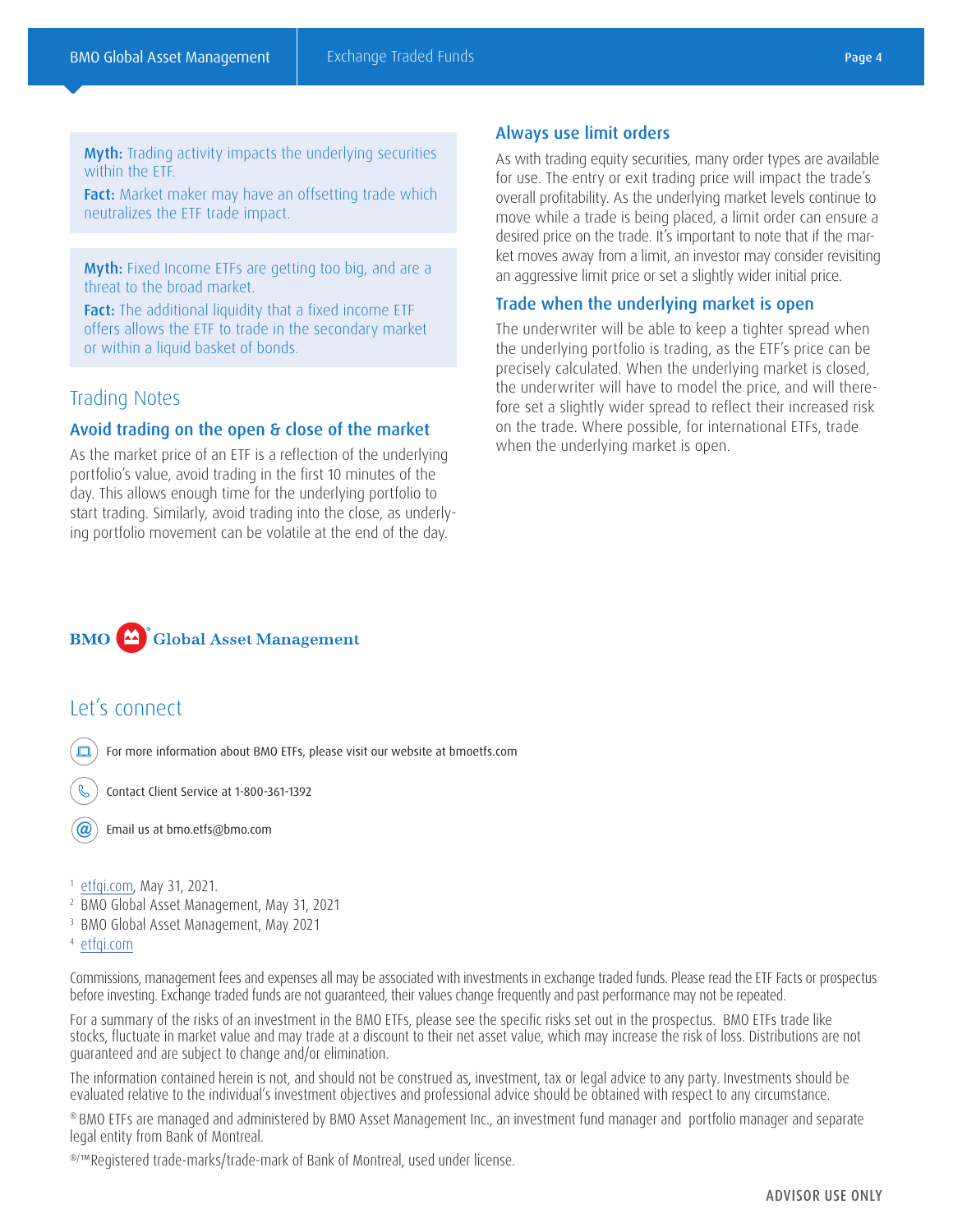**Myth:** Trading activity impacts the underlying securities within the ETF.

**Fact:** Market maker may have an offsetting trade which neutralizes the ETF trade impact.

**Myth:** Fixed Income ETFs are getting too big, and are a threat to the broad market.

**Fact:** The additional liquidity that a fixed income ETF offers allows the ETF to trade in the secondary market or within a liquid basket of bonds.

## Trading Notes

### Avoid trading on the open & close of the market

As the market price of an ETF is a reflection of the underlying portfolio's value, avoid trading in the first 10 minutes of the day. This allows enough time for the underlying portfolio to start trading. Similarly, avoid trading into the close, as underlying portfolio movement can be volatile at the end of the day.

### Always use limit orders

As with trading equity securities, many order types are available for use. The entry or exit trading price will impact the trade's overall profitability. As the underlying market levels continue to move while a trade is being placed, a limit order can ensure a desired price on the trade. It's important to note that if the market moves away from a limit, an investor may consider revisiting an aggressive limit price or set a slightly wider initial price.

### Trade when the underlying market is open

The underwriter will be able to keep a tighter spread when the underlying portfolio is trading, as the ETF's price can be precisely calculated. When the underlying market is closed, the underwriter will have to model the price, and will therefore set a slightly wider spread to reflect their increased risk on the trade. Where possible, for international ETFs, trade when the underlying market is open.

BMO Global Asset Management

## Let's connect

For more information about BMO ETFs, please visit our website at bmoetfs.com

Contact Client Service at 1-800-361-1392

Email us at bmo.etfs@bmo.com

[1] etfgi.com, May 31, 2021.
[2] BMO Global Asset Management, May 31, 2021
[3] BMO Global Asset Management, May 2021
[4] etfgi.com

Commissions, management fees and expenses all may be associated with investments in exchange traded funds. Please read the ETF Facts or prospectus before investing. Exchange traded funds are not guaranteed, their values change frequently and past performance may not be repeated.

For a summary of the risks of an investment in the BMO ETFs, please see the specific risks set out in the prospectus. BMO ETFs trade like stocks, fluctuate in market value and may trade at a discount to their net asset value, which may increase the risk of loss. Distributions are not guaranteed and are subject to change and/or elimination.

The information contained herein is not, and should not be construed as, investment, tax or legal advice to any party. Investments should be evaluated relative to the individual's investment objectives and professional advice should be obtained with respect to any circumstance.

® BMO ETFs are managed and administered by BMO Asset Management Inc., an investment fund manager and portfolio manager and separate legal entity from Bank of Montreal.

®/™Registered trade-marks/trade-mark of Bank of Montreal, used under license.

ADVISOR USE ONLY